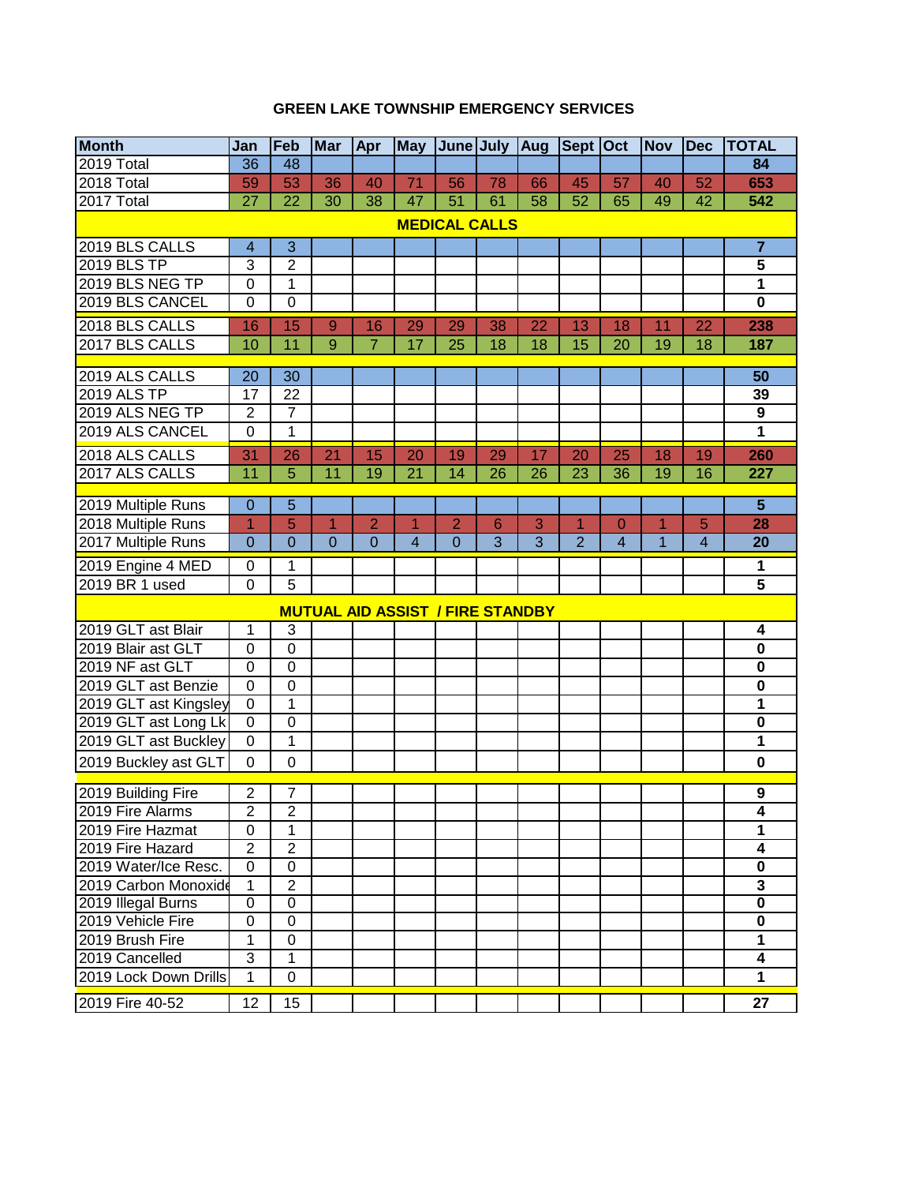## GREEN LAKE TOWNSHIP EMERGENCY SERVICES

| Month | Jan | Feb | Mar | Apr | May | June | July | Aug | Sept | Oct | Nov | Dec | TOTAL |
|---|---|---|---|---|---|---|---|---|---|---|---|---|---|
| 2019 Total | 36 | 48 | | | | | | | | | | | **84** |
| 2018 Total | 59 | 53 | 36 | 40 | 71 | 56 | 78 | 66 | 45 | 57 | 40 | 52 | **653** |
| 2017 Total | 27 | 22 | 30 | 38 | 47 | 51 | 61 | 58 | 52 | 65 | 49 | 42 | **542** |
| **MEDICAL CALLS** | | | | | | | | | | | | | |
| 2019 BLS CALLS | 4 | 3 | | | | | | | | | | | **7** |
| 2019 BLS TP | 3 | 2 | | | | | | | | | | | **5** |
| 2019 BLS NEG TP | 0 | 1 | | | | | | | | | | | **1** |
| 2019 BLS CANCEL | 0 | 0 | | | | | | | | | | | **0** |
| 2018 BLS CALLS | 16 | 15 | 9 | 16 | 29 | 29 | 38 | 22 | 13 | 18 | 11 | 22 | **238** |
| 2017 BLS CALLS | 10 | 11 | 9 | 7 | 17 | 25 | 18 | 18 | 15 | 20 | 19 | 18 | **187** |
| 2019 ALS CALLS | 20 | 30 | | | | | | | | | | | **50** |
| 2019 ALS TP | 17 | 22 | | | | | | | | | | | **39** |
| 2019 ALS NEG TP | 2 | 7 | | | | | | | | | | | **9** |
| 2019 ALS CANCEL | 0 | 1 | | | | | | | | | | | **1** |
| 2018 ALS CALLS | 31 | 26 | 21 | 15 | 20 | 19 | 29 | 17 | 20 | 25 | 18 | 19 | **260** |
| 2017 ALS CALLS | 11 | 5 | 11 | 19 | 21 | 14 | 26 | 26 | 23 | 36 | 19 | 16 | **227** |
| 2019 Multiple Runs | 0 | 5 | | | | | | | | | | | **5** |
| 2018 Multiple Runs | 1 | 5 | 1 | 2 | 1 | 2 | 6 | 3 | 1 | 0 | 1 | 5 | **28** |
| 2017 Multiple Runs | 0 | 0 | 0 | 0 | 4 | 0 | 3 | 3 | 2 | 4 | 1 | 4 | **20** |
| 2019 Engine 4 MED | 0 | 1 | | | | | | | | | | | **1** |
| 2019 BR 1 used | 0 | 5 | | | | | | | | | | | **5** |
| **MUTUAL AID ASSIST / FIRE STANDBY** | | | | | | | | | | | | | |
| 2019 GLT ast Blair | 1 | 3 | | | | | | | | | | | **4** |
| 2019 Blair ast GLT | 0 | 0 | | | | | | | | | | | **0** |
| 2019 NF ast GLT | 0 | 0 | | | | | | | | | | | **0** |
| 2019 GLT ast Benzie | 0 | 0 | | | | | | | | | | | **0** |
| 2019 GLT ast Kingsley | 0 | 1 | | | | | | | | | | | **1** |
| 2019 GLT ast Long Lk | 0 | 0 | | | | | | | | | | | **0** |
| 2019 GLT ast Buckley | 0 | 1 | | | | | | | | | | | **1** |
| 2019 Buckley ast GLT | 0 | 0 | | | | | | | | | | | **0** |
| 2019 Building Fire | 2 | 7 | | | | | | | | | | | **9** |
| 2019 Fire Alarms | 2 | 2 | | | | | | | | | | | **4** |
| 2019 Fire Hazmat | 0 | 1 | | | | | | | | | | | **1** |
| 2019 Fire Hazard | 2 | 2 | | | | | | | | | | | **4** |
| 2019 Water/Ice Resc. | 0 | 0 | | | | | | | | | | | **0** |
| 2019 Carbon Monoxide | 1 | 2 | | | | | | | | | | | **3** |
| 2019 Illegal Burns | 0 | 0 | | | | | | | | | | | **0** |
| 2019 Vehicle Fire | 0 | 0 | | | | | | | | | | | **0** |
| 2019 Brush Fire | 1 | 0 | | | | | | | | | | | **1** |
| 2019 Cancelled | 3 | 1 | | | | | | | | | | | **4** |
| 2019 Lock Down Drills | 1 | 0 | | | | | | | | | | | **1** |
| 2019 Fire 40-52 | 12 | 15 | | | | | | | | | | | **27** |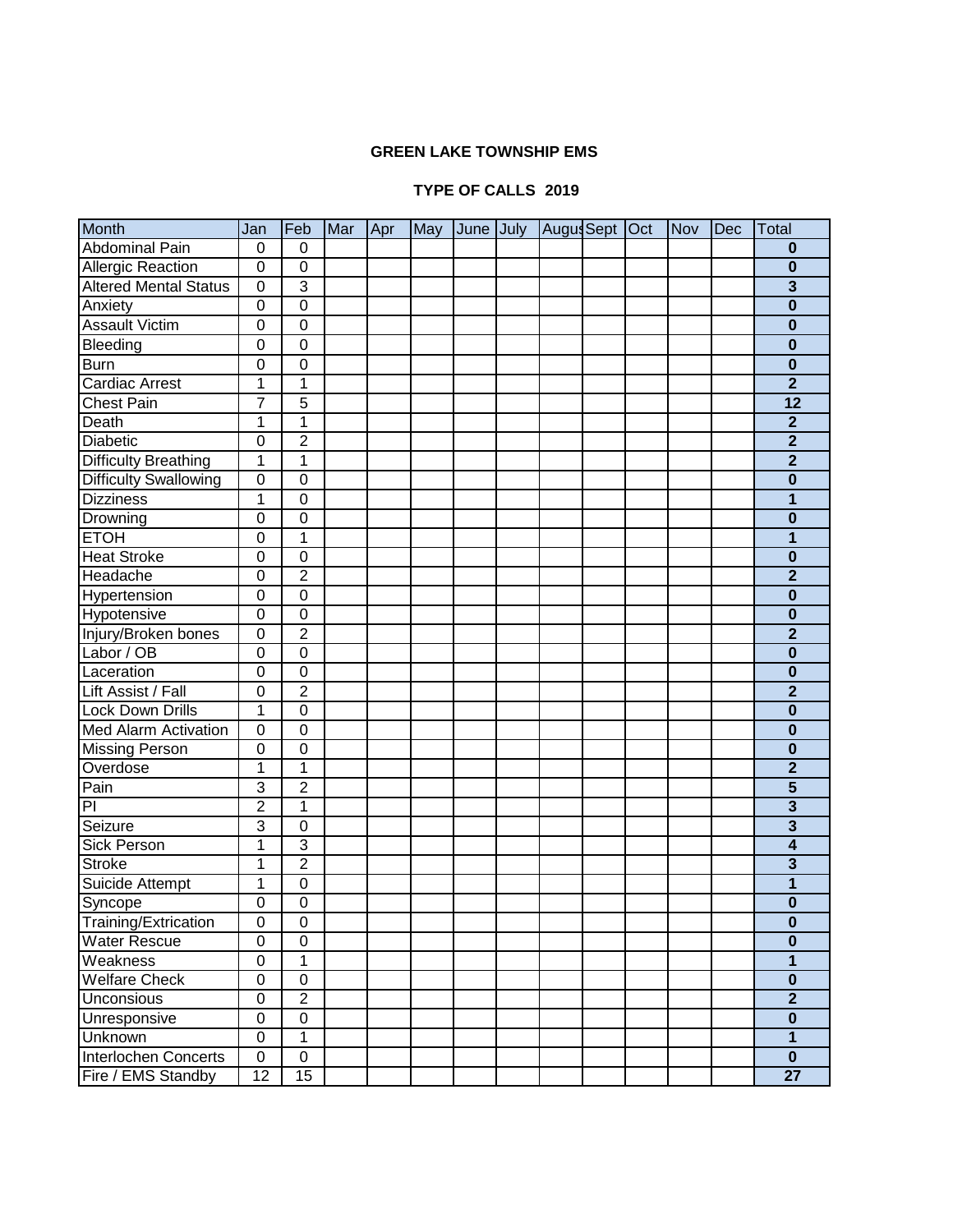**GREEN LAKE TOWNSHIP EMS**

**TYPE OF CALLS 2019**

| Month | Jan | Feb | Mar | Apr | May | June | July | Augus | Sept | Oct | Nov | Dec | Total |
|---|---|---|---|---|---|---|---|---|---|---|---|---|---|
| Abdominal Pain | 0 | 0 | | | | | | | | | | | **0** |
| Allergic Reaction | 0 | 0 | | | | | | | | | | | **0** |
| Altered Mental Status | 0 | 3 | | | | | | | | | | | **3** |
| Anxiety | 0 | 0 | | | | | | | | | | | **0** |
| Assault Victim | 0 | 0 | | | | | | | | | | | **0** |
| Bleeding | 0 | 0 | | | | | | | | | | | **0** |
| Burn | 0 | 0 | | | | | | | | | | | **0** |
| Cardiac Arrest | 1 | 1 | | | | | | | | | | | **2** |
| Chest Pain | 7 | 5 | | | | | | | | | | | **12** |
| Death | 1 | 1 | | | | | | | | | | | **2** |
| Diabetic | 0 | 2 | | | | | | | | | | | **2** |
| Difficulty Breathing | 1 | 1 | | | | | | | | | | | **2** |
| Difficulty Swallowing | 0 | 0 | | | | | | | | | | | **0** |
| Dizziness | 1 | 0 | | | | | | | | | | | **1** |
| Drowning | 0 | 0 | | | | | | | | | | | **0** |
| ETOH | 0 | 1 | | | | | | | | | | | **1** |
| Heat Stroke | 0 | 0 | | | | | | | | | | | **0** |
| Headache | 0 | 2 | | | | | | | | | | | **2** |
| Hypertension | 0 | 0 | | | | | | | | | | | **0** |
| Hypotensive | 0 | 0 | | | | | | | | | | | **0** |
| Injury/Broken bones | 0 | 2 | | | | | | | | | | | **2** |
| Labor / OB | 0 | 0 | | | | | | | | | | | **0** |
| Laceration | 0 | 0 | | | | | | | | | | | **0** |
| Lift Assist / Fall | 0 | 2 | | | | | | | | | | | **2** |
| Lock Down Drills | 1 | 0 | | | | | | | | | | | **0** |
| Med Alarm Activation | 0 | 0 | | | | | | | | | | | **0** |
| Missing Person | 0 | 0 | | | | | | | | | | | **0** |
| Overdose | 1 | 1 | | | | | | | | | | | **2** |
| Pain | 3 | 2 | | | | | | | | | | | **5** |
| PI | 2 | 1 | | | | | | | | | | | **3** |
| Seizure | 3 | 0 | | | | | | | | | | | **3** |
| Sick Person | 1 | 3 | | | | | | | | | | | **4** |
| Stroke | 1 | 2 | | | | | | | | | | | **3** |
| Suicide Attempt | 1 | 0 | | | | | | | | | | | **1** |
| Syncope | 0 | 0 | | | | | | | | | | | **0** |
| Training/Extrication | 0 | 0 | | | | | | | | | | | **0** |
| Water Rescue | 0 | 0 | | | | | | | | | | | **0** |
| Weakness | 0 | 1 | | | | | | | | | | | **1** |
| Welfare Check | 0 | 0 | | | | | | | | | | | **0** |
| Unconsious | 0 | 2 | | | | | | | | | | | **2** |
| Unresponsive | 0 | 0 | | | | | | | | | | | **0** |
| Unknown | 0 | 1 | | | | | | | | | | | **1** |
| Interlochen Concerts | 0 | 0 | | | | | | | | | | | **0** |
| Fire / EMS Standby | 12 | 15 | | | | | | | | | | | **27** |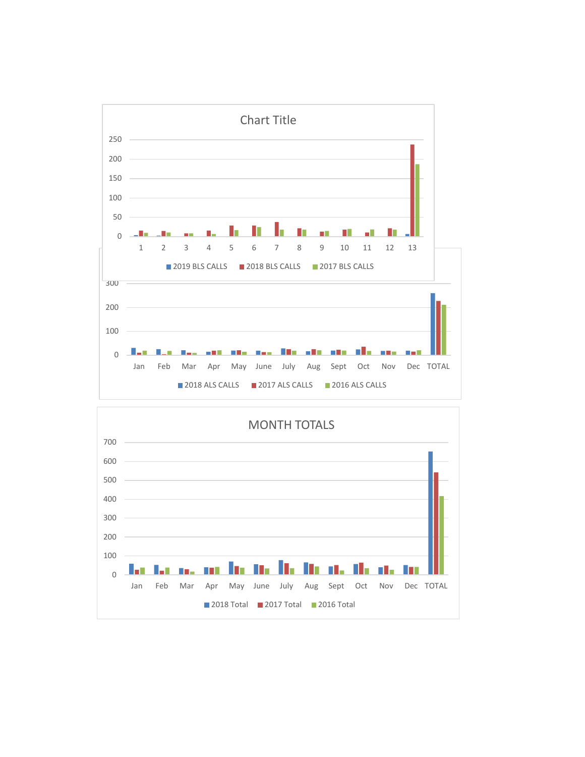Chart Title

250
200
150
100
50
0

1 2 3 4 5 6 7 8 9 10 11 12 13

2019 BLS CALLS  2018 BLS CALLS  2017 BLS CALLS

300
200
100
0

Jan Feb Mar Apr May June July Aug Sept Oct Nov Dec TOTAL

2018 ALS CALLS  2017 ALS CALLS  2016 ALS CALLS

MONTH TOTALS

700
600
500
400
300
200
100
0

Jan Feb Mar Apr May June July Aug Sept Oct Nov Dec TOTAL

2018 Total  2017 Total  2016 Total